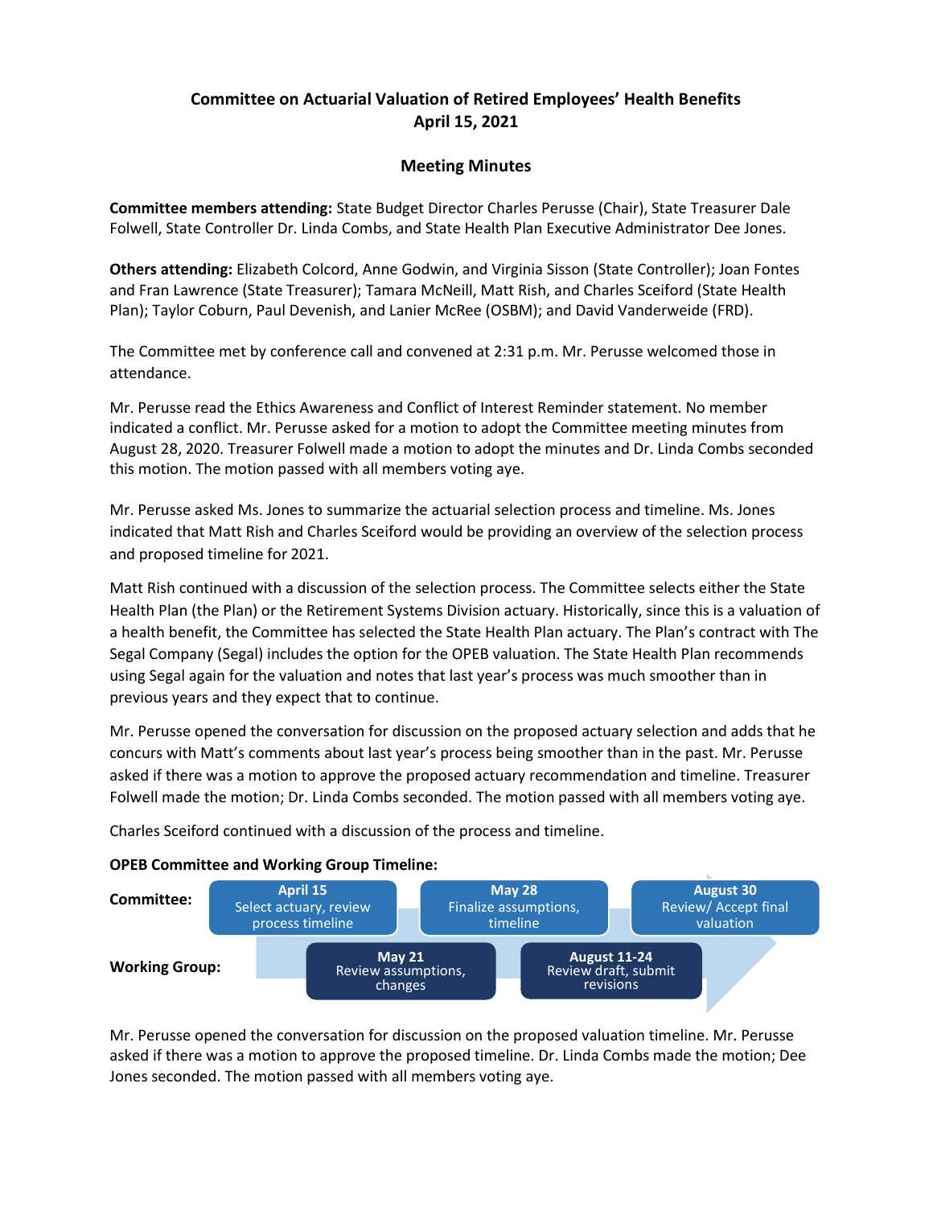# Committee on Actuarial Valuation of Retired Employees' Health Benefits
## April 15, 2021

### Meeting Minutes

**Committee members attending:** State Budget Director Charles Perusse (Chair), State Treasurer Dale Folwell, State Controller Dr. Linda Combs, and State Health Plan Executive Administrator Dee Jones.

**Others attending:** Elizabeth Colcord, Anne Godwin, and Virginia Sisson (State Controller); Joan Fontes and Fran Lawrence (State Treasurer); Tamara McNeill, Matt Rish, and Charles Sceiford (State Health Plan); Taylor Coburn, Paul Devenish, and Lanier McRee (OSBM); and David Vanderweide (FRD).

The Committee met by conference call and convened at 2:31 p.m. Mr. Perusse welcomed those in attendance.

Mr. Perusse read the Ethics Awareness and Conflict of Interest Reminder statement. No member indicated a conflict. Mr. Perusse asked for a motion to adopt the Committee meeting minutes from August 28, 2020. Treasurer Folwell made a motion to adopt the minutes and Dr. Linda Combs seconded this motion. The motion passed with all members voting aye.

Mr. Perusse asked Ms. Jones to summarize the actuarial selection process and timeline. Ms. Jones indicated that Matt Rish and Charles Sceiford would be providing an overview of the selection process and proposed timeline for 2021.

Matt Rish continued with a discussion of the selection process. The Committee selects either the State Health Plan (the Plan) or the Retirement Systems Division actuary. Historically, since this is a valuation of a health benefit, the Committee has selected the State Health Plan actuary. The Plan's contract with The Segal Company (Segal) includes the option for the OPEB valuation. The State Health Plan recommends using Segal again for the valuation and notes that last year's process was much smoother than in previous years and they expect that to continue.

Mr. Perusse opened the conversation for discussion on the proposed actuary selection and adds that he concurs with Matt's comments about last year's process being smoother than in the past. Mr. Perusse asked if there was a motion to approve the proposed actuary recommendation and timeline. Treasurer Folwell made the motion; Dr. Linda Combs seconded. The motion passed with all members voting aye.

Charles Sceiford continued with a discussion of the process and timeline.

**OPEB Committee and Working Group Timeline:**

| | | | | |
|---|---|---|---|---|
| **Committee:** | **April 15** Select actuary, review process timeline | | **May 28** Finalize assumptions, timeline | | **August 30** Review/ Accept final valuation |
| **Working Group:** | | **May 21** Review assumptions, changes | | **August 11-24** Review draft, submit revisions | |

Mr. Perusse opened the conversation for discussion on the proposed valuation timeline. Mr. Perusse asked if there was a motion to approve the proposed timeline. Dr. Linda Combs made the motion; Dee Jones seconded. The motion passed with all members voting aye.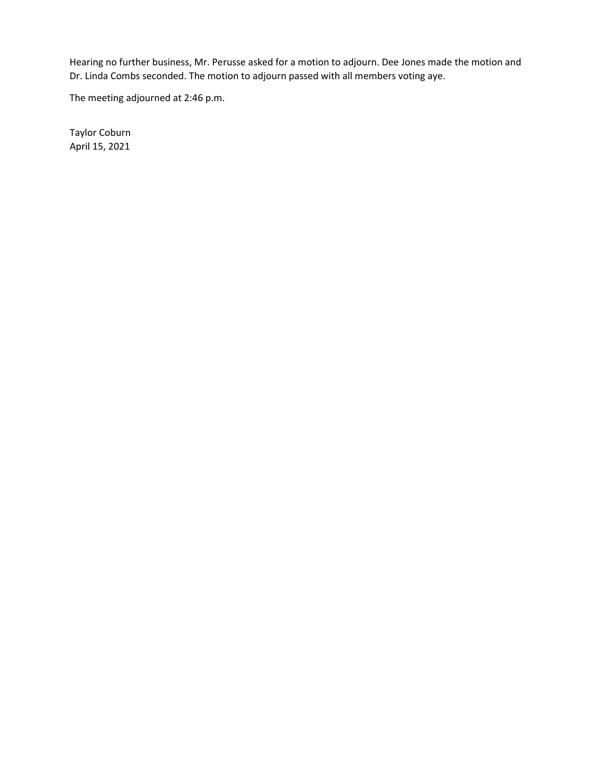Hearing no further business, Mr. Perusse asked for a motion to adjourn. Dee Jones made the motion and Dr. Linda Combs seconded. The motion to adjourn passed with all members voting aye.

The meeting adjourned at 2:46 p.m.

Taylor Coburn
April 15, 2021